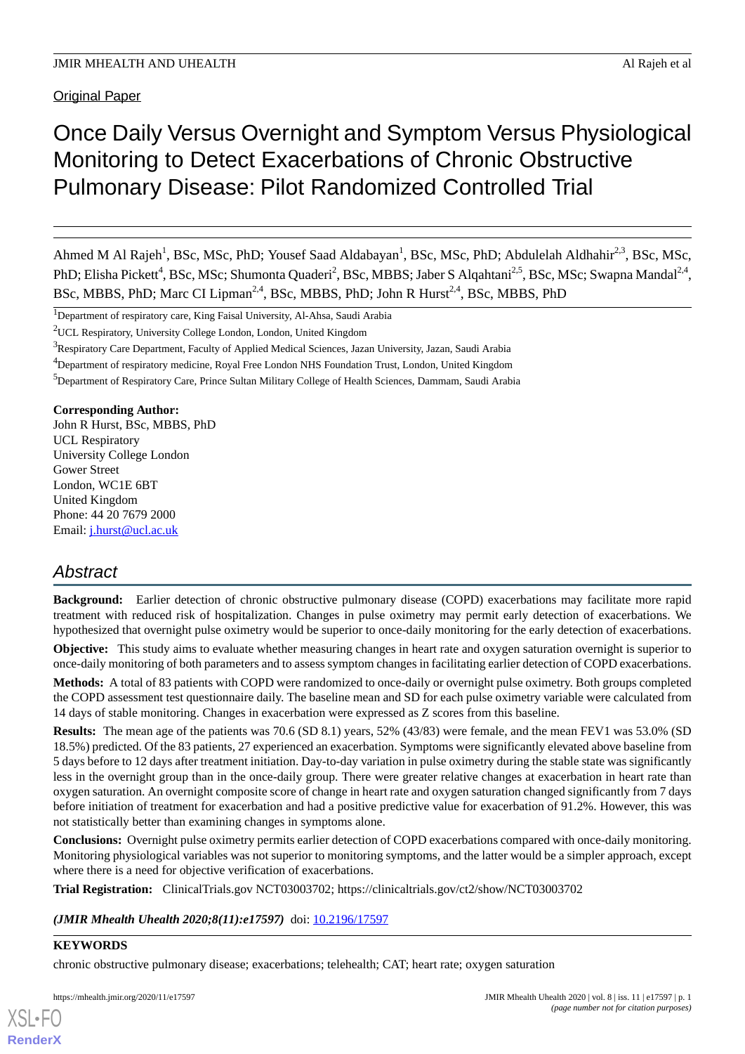Original Paper

# Once Daily Versus Overnight and Symptom Versus Physiological Monitoring to Detect Exacerbations of Chronic Obstructive Pulmonary Disease: Pilot Randomized Controlled Trial

Ahmed M Al Rajeh[1], BSc, MSc, PhD; Yousef Saad Aldabayan[1], BSc, MSc, PhD; Abdulelah Aldhahir[2,3], BSc, MSc, PhD; Elisha Pickett[4], BSc, MSc; Shumonta Quaderi[2], BSc, MBBS; Jaber S Alqahtani[2,5], BSc, MSc; Swapna Mandal[2,4], BSc, MBBS, PhD; Marc CI Lipman[2,4], BSc, MBBS, PhD; John R Hurst[2,4], BSc, MBBS, PhD

[1]Department of respiratory care, King Faisal University, Al-Ahsa, Saudi Arabia

[2]UCL Respiratory, University College London, London, United Kingdom

[3]Respiratory Care Department, Faculty of Applied Medical Sciences, Jazan University, Jazan, Saudi Arabia

[4]Department of respiratory medicine, Royal Free London NHS Foundation Trust, London, United Kingdom

[5]Department of Respiratory Care, Prince Sultan Military College of Health Sciences, Dammam, Saudi Arabia

**Corresponding Author:**
John R Hurst, BSc, MBBS, PhD
UCL Respiratory
University College London
Gower Street
London, WC1E 6BT
United Kingdom
Phone: 44 20 7679 2000
Email: j.hurst@ucl.ac.uk

## Abstract

**Background:** Earlier detection of chronic obstructive pulmonary disease (COPD) exacerbations may facilitate more rapid treatment with reduced risk of hospitalization. Changes in pulse oximetry may permit early detection of exacerbations. We hypothesized that overnight pulse oximetry would be superior to once-daily monitoring for the early detection of exacerbations.

**Objective:** This study aims to evaluate whether measuring changes in heart rate and oxygen saturation overnight is superior to once-daily monitoring of both parameters and to assess symptom changes in facilitating earlier detection of COPD exacerbations.

**Methods:** A total of 83 patients with COPD were randomized to once-daily or overnight pulse oximetry. Both groups completed the COPD assessment test questionnaire daily. The baseline mean and SD for each pulse oximetry variable were calculated from 14 days of stable monitoring. Changes in exacerbation were expressed as Z scores from this baseline.

**Results:** The mean age of the patients was 70.6 (SD 8.1) years, 52% (43/83) were female, and the mean FEV1 was 53.0% (SD 18.5%) predicted. Of the 83 patients, 27 experienced an exacerbation. Symptoms were significantly elevated above baseline from 5 days before to 12 days after treatment initiation. Day-to-day variation in pulse oximetry during the stable state was significantly less in the overnight group than in the once-daily group. There were greater relative changes at exacerbation in heart rate than oxygen saturation. An overnight composite score of change in heart rate and oxygen saturation changed significantly from 7 days before initiation of treatment for exacerbation and had a positive predictive value for exacerbation of 91.2%. However, this was not statistically better than examining changes in symptoms alone.

**Conclusions:** Overnight pulse oximetry permits earlier detection of COPD exacerbations compared with once-daily monitoring. Monitoring physiological variables was not superior to monitoring symptoms, and the latter would be a simpler approach, except where there is a need for objective verification of exacerbations.

**Trial Registration:** ClinicalTrials.gov NCT03003702; https://clinicaltrials.gov/ct2/show/NCT03003702

***(JMIR Mhealth Uhealth 2020;8(11):e17597)*** doi: 10.2196/17597

**KEYWORDS**

chronic obstructive pulmonary disease; exacerbations; telehealth; CAT; heart rate; oxygen saturation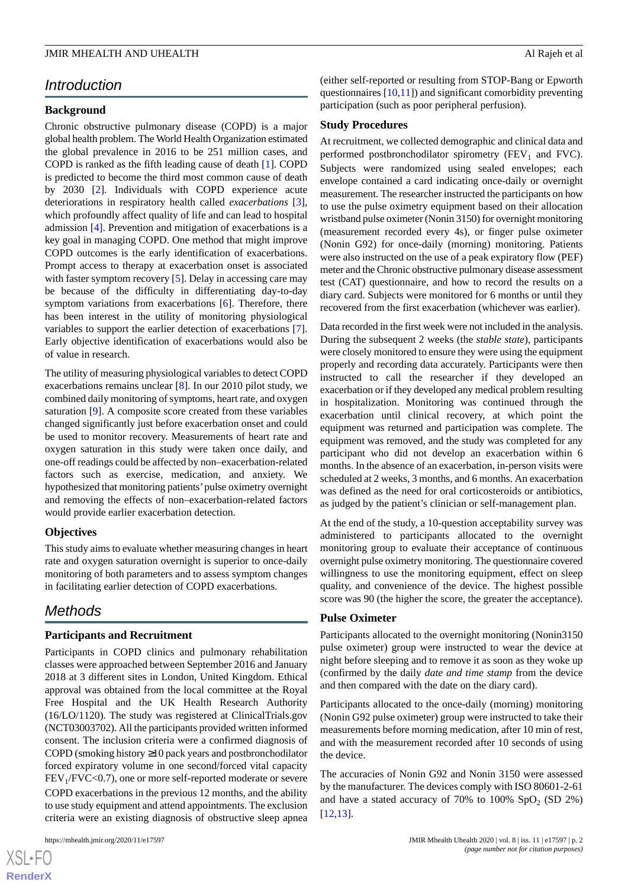## Introduction

### Background

Chronic obstructive pulmonary disease (COPD) is a major global health problem. The World Health Organization estimated the global prevalence in 2016 to be 251 million cases, and COPD is ranked as the fifth leading cause of death [1]. COPD is predicted to become the third most common cause of death by 2030 [2]. Individuals with COPD experience acute deteriorations in respiratory health called *exacerbations* [3], which profoundly affect quality of life and can lead to hospital admission [4]. Prevention and mitigation of exacerbations is a key goal in managing COPD. One method that might improve COPD outcomes is the early identification of exacerbations. Prompt access to therapy at exacerbation onset is associated with faster symptom recovery [5]. Delay in accessing care may be because of the difficulty in differentiating day-to-day symptom variations from exacerbations [6]. Therefore, there has been interest in the utility of monitoring physiological variables to support the earlier detection of exacerbations [7]. Early objective identification of exacerbations would also be of value in research.

The utility of measuring physiological variables to detect COPD exacerbations remains unclear [8]. In our 2010 pilot study, we combined daily monitoring of symptoms, heart rate, and oxygen saturation [9]. A composite score created from these variables changed significantly just before exacerbation onset and could be used to monitor recovery. Measurements of heart rate and oxygen saturation in this study were taken once daily, and one-off readings could be affected by non–exacerbation-related factors such as exercise, medication, and anxiety. We hypothesized that monitoring patients' pulse oximetry overnight and removing the effects of non–exacerbation-related factors would provide earlier exacerbation detection.

### Objectives

This study aims to evaluate whether measuring changes in heart rate and oxygen saturation overnight is superior to once-daily monitoring of both parameters and to assess symptom changes in facilitating earlier detection of COPD exacerbations.

## Methods

### Participants and Recruitment

Participants in COPD clinics and pulmonary rehabilitation classes were approached between September 2016 and January 2018 at 3 different sites in London, United Kingdom. Ethical approval was obtained from the local committee at the Royal Free Hospital and the UK Health Research Authority (16/LO/1120). The study was registered at ClinicalTrials.gov (NCT03003702). All the participants provided written informed consent. The inclusion criteria were a confirmed diagnosis of COPD (smoking history ≥10 pack years and postbronchodilator forced expiratory volume in one second/forced vital capacity $FEV_1/FVC<0.7$), one or more self-reported moderate or severe COPD exacerbations in the previous 12 months, and the ability to use study equipment and attend appointments. The exclusion criteria were an existing diagnosis of obstructive sleep apnea (either self-reported or resulting from STOP-Bang or Epworth questionnaires [10,11]) and significant comorbidity preventing participation (such as poor peripheral perfusion).

### Study Procedures

At recruitment, we collected demographic and clinical data and performed postbronchodilator spirometry ($FEV_1$ and FVC). Subjects were randomized using sealed envelopes; each envelope contained a card indicating once-daily or overnight measurement. The researcher instructed the participants on how to use the pulse oximetry equipment based on their allocation wristband pulse oximeter (Nonin 3150) for overnight monitoring (measurement recorded every 4s), or finger pulse oximeter (Nonin G92) for once-daily (morning) monitoring. Patients were also instructed on the use of a peak expiratory flow (PEF) meter and the Chronic obstructive pulmonary disease assessment test (CAT) questionnaire, and how to record the results on a diary card. Subjects were monitored for 6 months or until they recovered from the first exacerbation (whichever was earlier).

Data recorded in the first week were not included in the analysis. During the subsequent 2 weeks (the *stable state*), participants were closely monitored to ensure they were using the equipment properly and recording data accurately. Participants were then instructed to call the researcher if they developed an exacerbation or if they developed any medical problem resulting in hospitalization. Monitoring was continued through the exacerbation until clinical recovery, at which point the equipment was returned and participation was complete. The equipment was removed, and the study was completed for any participant who did not develop an exacerbation within 6 months. In the absence of an exacerbation, in-person visits were scheduled at 2 weeks, 3 months, and 6 months. An exacerbation was defined as the need for oral corticosteroids or antibiotics, as judged by the patient's clinician or self-management plan.

At the end of the study, a 10-question acceptability survey was administered to participants allocated to the overnight monitoring group to evaluate their acceptance of continuous overnight pulse oximetry monitoring. The questionnaire covered willingness to use the monitoring equipment, effect on sleep quality, and convenience of the device. The highest possible score was 90 (the higher the score, the greater the acceptance).

### Pulse Oximeter

Participants allocated to the overnight monitoring (Nonin3150 pulse oximeter) group were instructed to wear the device at night before sleeping and to remove it as soon as they woke up (confirmed by the daily *date and time stamp* from the device and then compared with the date on the diary card).

Participants allocated to the once-daily (morning) monitoring (Nonin G92 pulse oximeter) group were instructed to take their measurements before morning medication, after 10 min of rest, and with the measurement recorded after 10 seconds of using the device.

The accuracies of Nonin G92 and Nonin 3150 were assessed by the manufacturer. The devices comply with ISO 80601-2-61 and have a stated accuracy of 70% to 100% $SpO_2$ (SD 2%) [12,13].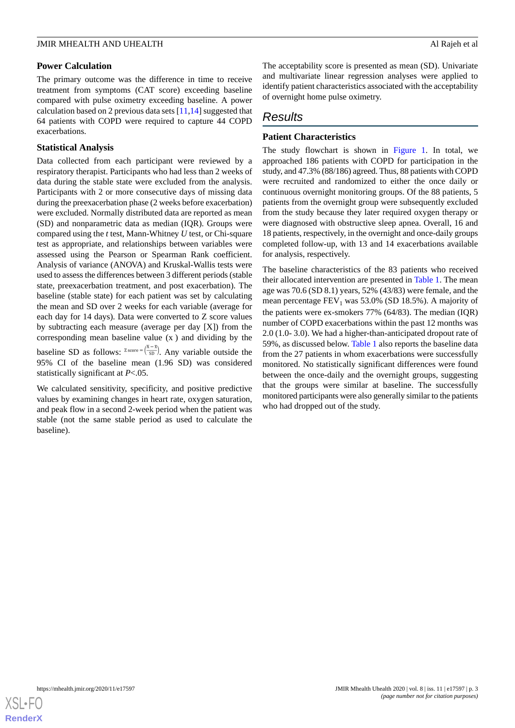### Power Calculation

The primary outcome was the difference in time to receive treatment from symptoms (CAT score) exceeding baseline compared with pulse oximetry exceeding baseline. A power calculation based on 2 previous data sets [11,14] suggested that 64 patients with COPD were required to capture 44 COPD exacerbations.

### Statistical Analysis

Data collected from each participant were reviewed by a respiratory therapist. Participants who had less than 2 weeks of data during the stable state were excluded from the analysis. Participants with 2 or more consecutive days of missing data during the preexacerbation phase (2 weeks before exacerbation) were excluded. Normally distributed data are reported as mean (SD) and nonparametric data as median (IQR). Groups were compared using the *t* test, Mann-Whitney *U* test, or Chi-square test as appropriate, and relationships between variables were assessed using the Pearson or Spearman Rank coefficient. Analysis of variance (ANOVA) and Kruskal-Wallis tests were used to assess the differences between 3 different periods (stable state, preexacerbation treatment, and post exacerbation). The baseline (stable state) for each patient was set by calculating the mean and SD over 2 weeks for each variable (average for each day for 14 days). Data were converted to Z score values by subtracting each measure (average per day [X]) from the corresponding mean baseline value ($\bar{x}$) and dividing by the baseline SD as follows: $Z\ score = \left(\frac{X - \bar{x}}{SD}\right)$. Any variable outside the 95% CI of the baseline mean (1.96 SD) was considered statistically significant at $P<.05$.

We calculated sensitivity, specificity, and positive predictive values by examining changes in heart rate, oxygen saturation, and peak flow in a second 2-week period when the patient was stable (not the same stable period as used to calculate the baseline).

The acceptability score is presented as mean (SD). Univariate and multivariate linear regression analyses were applied to identify patient characteristics associated with the acceptability of overnight home pulse oximetry.

## Results

### Patient Characteristics

The study flowchart is shown in Figure 1. In total, we approached 186 patients with COPD for participation in the study, and 47.3% (88/186) agreed. Thus, 88 patients with COPD were recruited and randomized to either the once daily or continuous overnight monitoring groups. Of the 88 patients, 5 patients from the overnight group were subsequently excluded from the study because they later required oxygen therapy or were diagnosed with obstructive sleep apnea. Overall, 16 and 18 patients, respectively, in the overnight and once-daily groups completed follow-up, with 13 and 14 exacerbations available for analysis, respectively.

The baseline characteristics of the 83 patients who received their allocated intervention are presented in Table 1. The mean age was 70.6 (SD 8.1) years, 52% (43/83) were female, and the mean percentage $FEV_1$ was 53.0% (SD 18.5%). A majority of the patients were ex-smokers 77% (64/83). The median (IQR) number of COPD exacerbations within the past 12 months was 2.0 (1.0- 3.0). We had a higher-than-anticipated dropout rate of 59%, as discussed below. Table 1 also reports the baseline data from the 27 patients in whom exacerbations were successfully monitored. No statistically significant differences were found between the once-daily and the overnight groups, suggesting that the groups were similar at baseline. The successfully monitored participants were also generally similar to the patients who had dropped out of the study.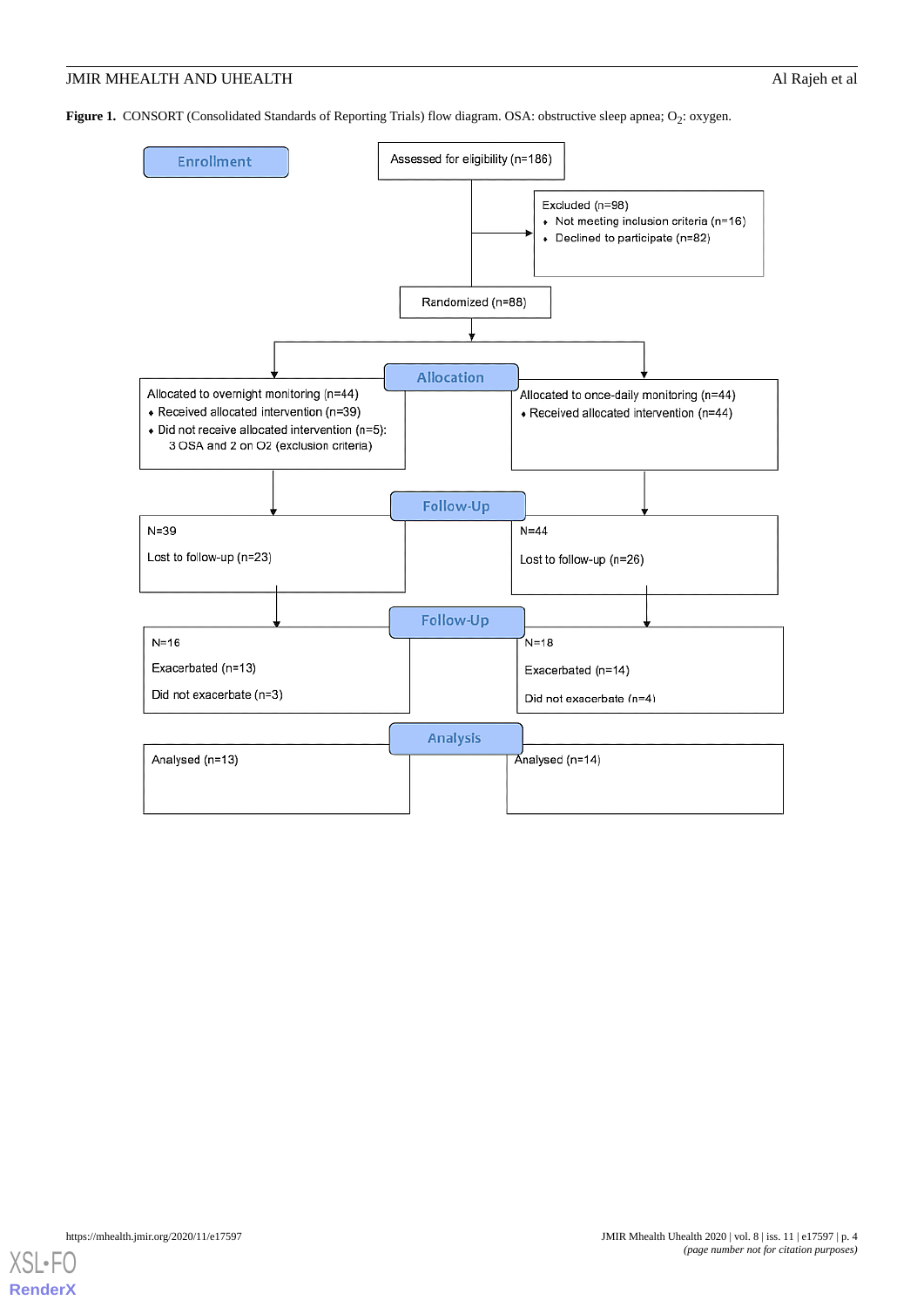**Figure 1.** CONSORT (Consolidated Standards of Reporting Trials) flow diagram. OSA: obstructive sleep apnea; $O_2$: oxygen.

**Enrollment**

Assessed for eligibility (n=186)

Excluded (n=98)
- Not meeting inclusion criteria (n=16)
- Declined to participate (n=82)

Randomized (n=88)

**Allocation**

Allocated to overnight monitoring (n=44)
- Received allocated intervention (n=39)
- Did not receive allocated intervention (n=5): 3 OSA and 2 on O2 (exclusion criteria)

Allocated to once-daily monitoring (n=44)
- Received allocated intervention (n=44)

**Follow-Up**

N=39
Lost to follow-up (n=23)

N=44
Lost to follow-up (n=26)

**Follow-Up**

N=16
Exacerbated (n=13)
Did not exacerbate (n=3)

N=18
Exacerbated (n=14)
Did not exacerbate (n=4)

**Analysis**

Analysed (n=13)

Analysed (n=14)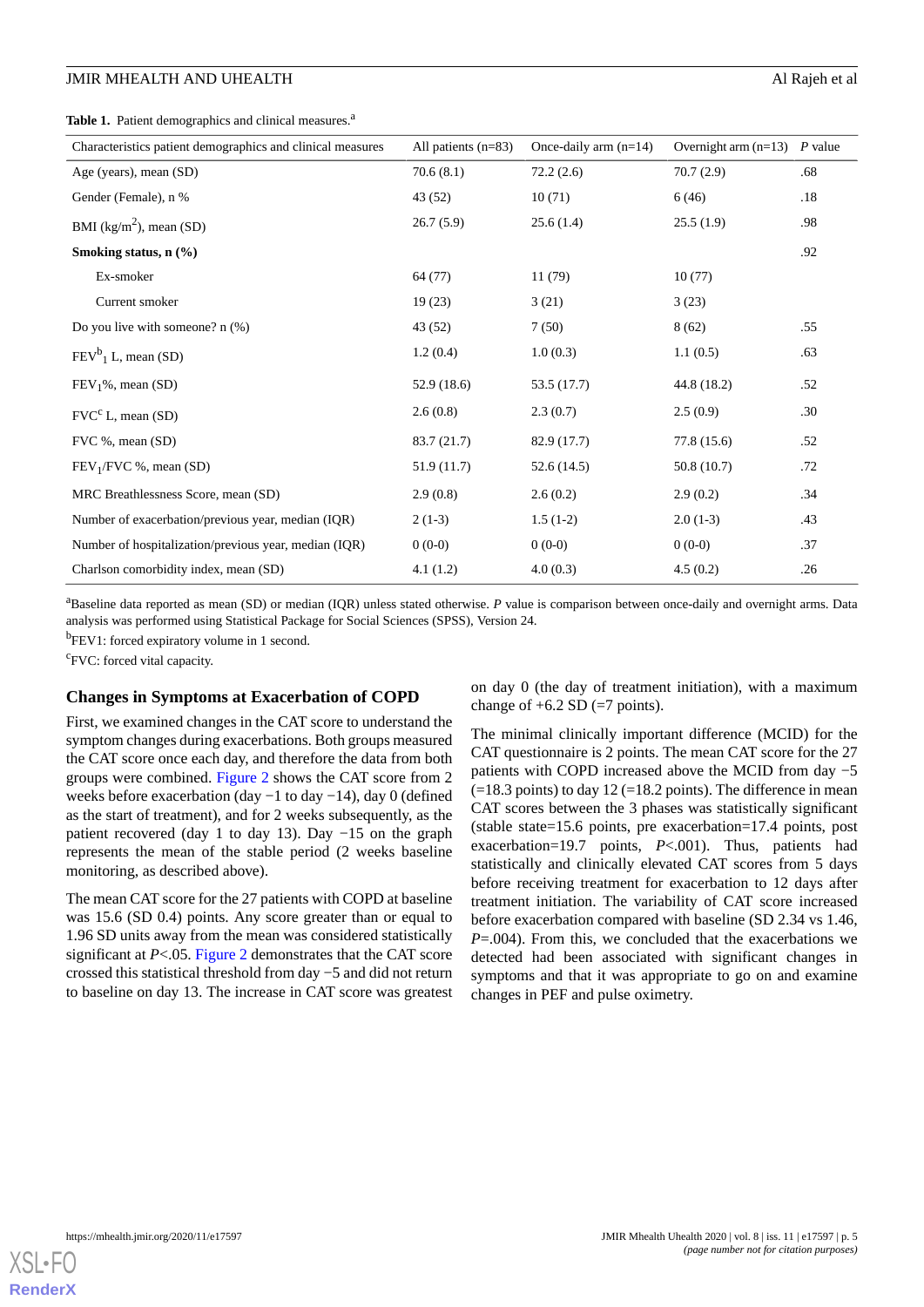**Table 1.** Patient demographics and clinical measures.[a]

| Characteristics patient demographics and clinical measures | All patients (n=83) | Once-daily arm (n=14) | Overnight arm (n=13) | *P* value |
|---|---|---|---|---|
| Age (years), mean (SD) | 70.6 (8.1) | 72.2 (2.6) | 70.7 (2.9) | .68 |
| Gender (Female), n % | 43 (52) | 10 (71) | 6 (46) | .18 |
| BMI (kg/m$^2$), mean (SD) | 26.7 (5.9) | 25.6 (1.4) | 25.5 (1.9) | .98 |
| **Smoking status, n (%)** | | | | .92 |
| Ex-smoker | 64 (77) | 11 (79) | 10 (77) | |
| Current smoker | 19 (23) | 3 (21) | 3 (23) | |
| Do you live with someone? n (%) | 43 (52) | 7 (50) | 8 (62) | .55 |
| FEV[b]$_1$ L, mean (SD) | 1.2 (0.4) | 1.0 (0.3) | 1.1 (0.5) | .63 |
| FEV$_1$%, mean (SD) | 52.9 (18.6) | 53.5 (17.7) | 44.8 (18.2) | .52 |
| FVC[c] L, mean (SD) | 2.6 (0.8) | 2.3 (0.7) | 2.5 (0.9) | .30 |
| FVC %, mean (SD) | 83.7 (21.7) | 82.9 (17.7) | 77.8 (15.6) | .52 |
| FEV$_1$/FVC %, mean (SD) | 51.9 (11.7) | 52.6 (14.5) | 50.8 (10.7) | .72 |
| MRC Breathlessness Score, mean (SD) | 2.9 (0.8) | 2.6 (0.2) | 2.9 (0.2) | .34 |
| Number of exacerbation/previous year, median (IQR) | 2 (1-3) | 1.5 (1-2) | 2.0 (1-3) | .43 |
| Number of hospitalization/previous year, median (IQR) | 0 (0-0) | 0 (0-0) | 0 (0-0) | .37 |
| Charlson comorbidity index, mean (SD) | 4.1 (1.2) | 4.0 (0.3) | 4.5 (0.2) | .26 |

[a]Baseline data reported as mean (SD) or median (IQR) unless stated otherwise. *P* value is comparison between once-daily and overnight arms. Data analysis was performed using Statistical Package for Social Sciences (SPSS), Version 24.

[b]FEV1: forced expiratory volume in 1 second.

[c]FVC: forced vital capacity.

## Changes in Symptoms at Exacerbation of COPD

First, we examined changes in the CAT score to understand the symptom changes during exacerbations. Both groups measured the CAT score once each day, and therefore the data from both groups were combined. Figure 2 shows the CAT score from 2 weeks before exacerbation (day −1 to day −14), day 0 (defined as the start of treatment), and for 2 weeks subsequently, as the patient recovered (day 1 to day 13). Day −15 on the graph represents the mean of the stable period (2 weeks baseline monitoring, as described above).

The mean CAT score for the 27 patients with COPD at baseline was 15.6 (SD 0.4) points. Any score greater than or equal to 1.96 SD units away from the mean was considered statistically significant at *P*<.05. Figure 2 demonstrates that the CAT score crossed this statistical threshold from day −5 and did not return to baseline on day 13. The increase in CAT score was greatest on day 0 (the day of treatment initiation), with a maximum change of +6.2 SD (=7 points).

The minimal clinically important difference (MCID) for the CAT questionnaire is 2 points. The mean CAT score for the 27 patients with COPD increased above the MCID from day −5 (=18.3 points) to day 12 (=18.2 points). The difference in mean CAT scores between the 3 phases was statistically significant (stable state=15.6 points, pre exacerbation=17.4 points, post exacerbation=19.7 points, *P*<.001). Thus, patients had statistically and clinically elevated CAT scores from 5 days before receiving treatment for exacerbation to 12 days after treatment initiation. The variability of CAT score increased before exacerbation compared with baseline (SD 2.34 vs 1.46, *P*=.004). From this, we concluded that the exacerbations we detected had been associated with significant changes in symptoms and that it was appropriate to go on and examine changes in PEF and pulse oximetry.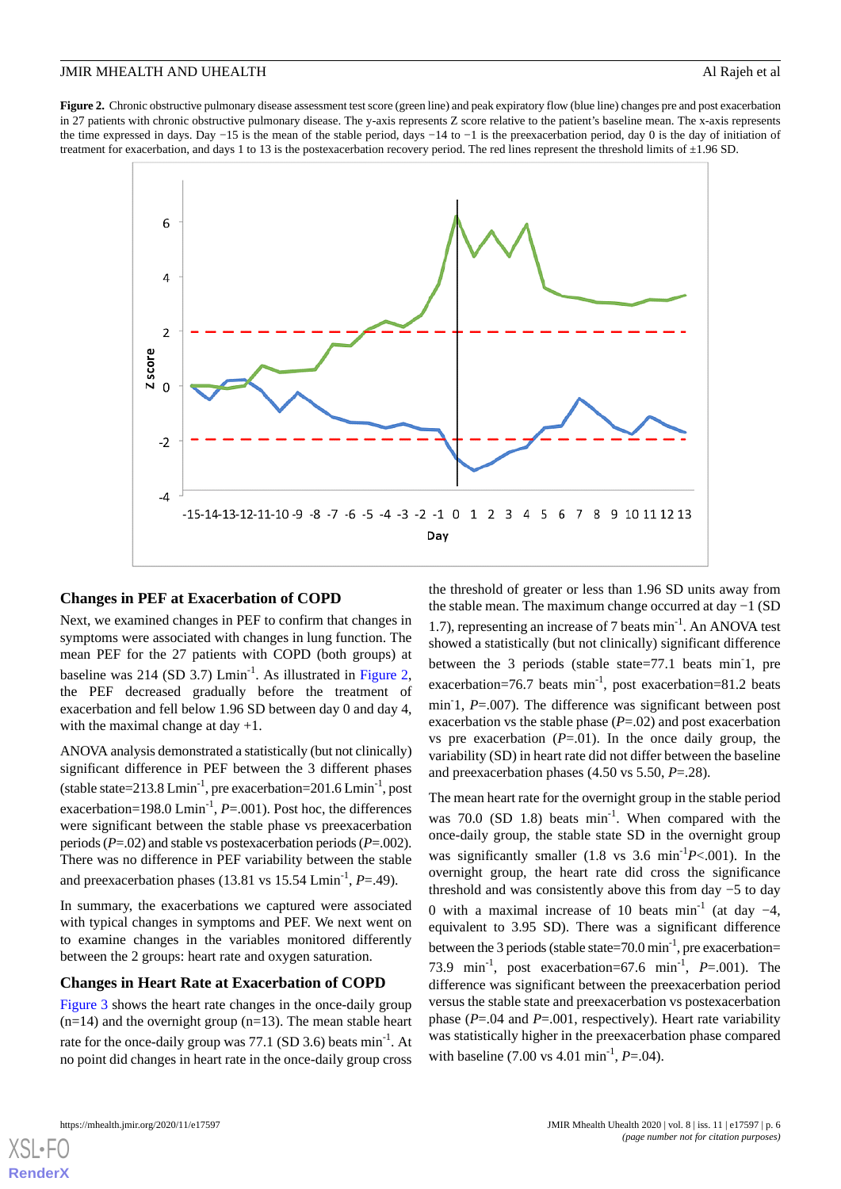**Figure 2.** Chronic obstructive pulmonary disease assessment test score (green line) and peak expiratory flow (blue line) changes pre and post exacerbation in 27 patients with chronic obstructive pulmonary disease. The y-axis represents Z score relative to the patient's baseline mean. The x-axis represents the time expressed in days. Day −15 is the mean of the stable period, days −14 to −1 is the preexacerbation period, day 0 is the day of initiation of treatment for exacerbation, and days 1 to 13 is the postexacerbation recovery period. The red lines represent the threshold limits of ±1.96 SD.

## Changes in PEF at Exacerbation of COPD

Next, we examined changes in PEF to confirm that changes in symptoms were associated with changes in lung function. The mean PEF for the 27 patients with COPD (both groups) at baseline was 214 (SD 3.7) Lmin$^{-1}$. As illustrated in Figure 2, the PEF decreased gradually before the treatment of exacerbation and fell below 1.96 SD between day 0 and day 4, with the maximal change at day +1.

ANOVA analysis demonstrated a statistically (but not clinically) significant difference in PEF between the 3 different phases (stable state=213.8 Lmin$^{-1}$, pre exacerbation=201.6 Lmin$^{-1}$, post exacerbation=198.0 Lmin$^{-1}$, *P*=.001). Post hoc, the differences were significant between the stable phase vs preexacerbation periods (*P*=.02) and stable vs postexacerbation periods (*P*=.002). There was no difference in PEF variability between the stable and preexacerbation phases (13.81 vs 15.54 Lmin$^{-1}$, *P*=.49).

In summary, the exacerbations we captured were associated with typical changes in symptoms and PEF. We next went on to examine changes in the variables monitored differently between the 2 groups: heart rate and oxygen saturation.

## Changes in Heart Rate at Exacerbation of COPD

Figure 3 shows the heart rate changes in the once-daily group (n=14) and the overnight group (n=13). The mean stable heart rate for the once-daily group was 77.1 (SD 3.6) beats min$^{-1}$. At no point did changes in heart rate in the once-daily group cross the threshold of greater or less than 1.96 SD units away from the stable mean. The maximum change occurred at day −1 (SD 1.7), representing an increase of 7 beats min$^{-1}$. An ANOVA test showed a statistically (but not clinically) significant difference between the 3 periods (stable state=77.1 beats min$^{-1}$, pre exacerbation=76.7 beats min$^{-1}$, post exacerbation=81.2 beats min$^{-1}$, *P*=.007). The difference was significant between post exacerbation vs the stable phase (*P*=.02) and post exacerbation vs pre exacerbation (*P*=.01). In the once daily group, the variability (SD) in heart rate did not differ between the baseline and preexacerbation phases (4.50 vs 5.50, *P*=.28).

The mean heart rate for the overnight group in the stable period was 70.0 (SD 1.8) beats min$^{-1}$. When compared with the once-daily group, the stable state SD in the overnight group was significantly smaller (1.8 vs 3.6 min$^{-1}$ *P*<.001). In the overnight group, the heart rate did cross the significance threshold and was consistently above this from day −5 to day 0 with a maximal increase of 10 beats min$^{-1}$ (at day −4, equivalent to 3.95 SD). There was a significant difference between the 3 periods (stable state=70.0 min$^{-1}$, pre exacerbation=73.9 min$^{-1}$, post exacerbation=67.6 min$^{-1}$, *P*=.001). The difference was significant between the preexacerbation period versus the stable state and preexacerbation versus postexacerbation phase (*P*=.04 and *P*=.001, respectively). Heart rate variability was statistically higher in the preexacerbation phase compared with baseline (7.00 vs 4.01 min$^{-1}$, *P*=.04).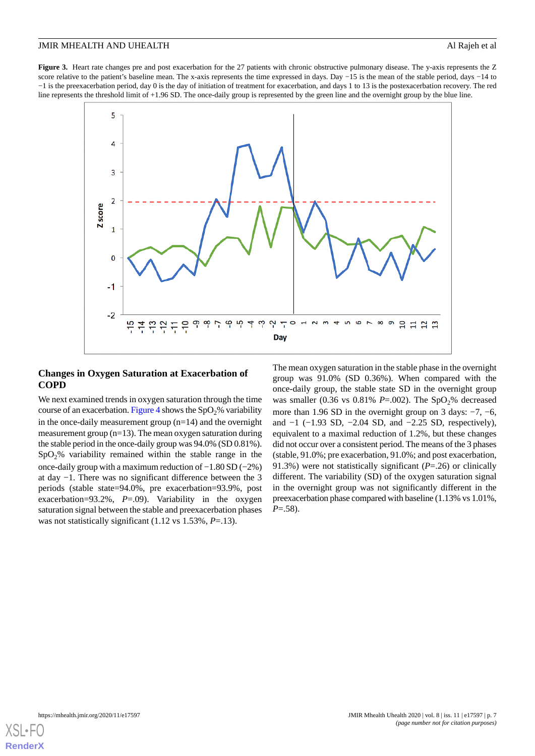**Figure 3.** Heart rate changes pre and post exacerbation for the 27 patients with chronic obstructive pulmonary disease. The y-axis represents the Z score relative to the patient's baseline mean. The x-axis represents the time expressed in days. Day −15 is the mean of the stable period, days −14 to −1 is the preexacerbation period, day 0 is the day of initiation of treatment for exacerbation, and days 1 to 13 is the postexacerbation recovery. The red line represents the threshold limit of +1.96 SD. The once-daily group is represented by the green line and the overnight group by the blue line.

## Changes in Oxygen Saturation at Exacerbation of COPD

We next examined trends in oxygen saturation through the time course of an exacerbation. Figure 4 shows the $SpO_2$% variability in the once-daily measurement group (n=14) and the overnight measurement group (n=13). The mean oxygen saturation during the stable period in the once-daily group was 94.0% (SD 0.81%). $SpO_2$% variability remained within the stable range in the once-daily group with a maximum reduction of −1.80 SD (−2%) at day −1. There was no significant difference between the 3 periods (stable state=94.0%, pre exacerbation=93.9%, post exacerbation=93.2%, *P*=.09). Variability in the oxygen saturation signal between the stable and preexacerbation phases was not statistically significant (1.12 vs 1.53%, *P*=.13).

The mean oxygen saturation in the stable phase in the overnight group was 91.0% (SD 0.36%). When compared with the once-daily group, the stable state SD in the overnight group was smaller (0.36 vs 0.81% *P*=.002). The $SpO_2$% decreased more than 1.96 SD in the overnight group on 3 days: −7, −6, and −1 (−1.93 SD, −2.04 SD, and −2.25 SD, respectively), equivalent to a maximal reduction of 1.2%, but these changes did not occur over a consistent period. The means of the 3 phases (stable, 91.0%; pre exacerbation, 91.0%; and post exacerbation, 91.3%) were not statistically significant (*P*=.26) or clinically different. The variability (SD) of the oxygen saturation signal in the overnight group was not significantly different in the preexacerbation phase compared with baseline (1.13% vs 1.01%, *P*=.58).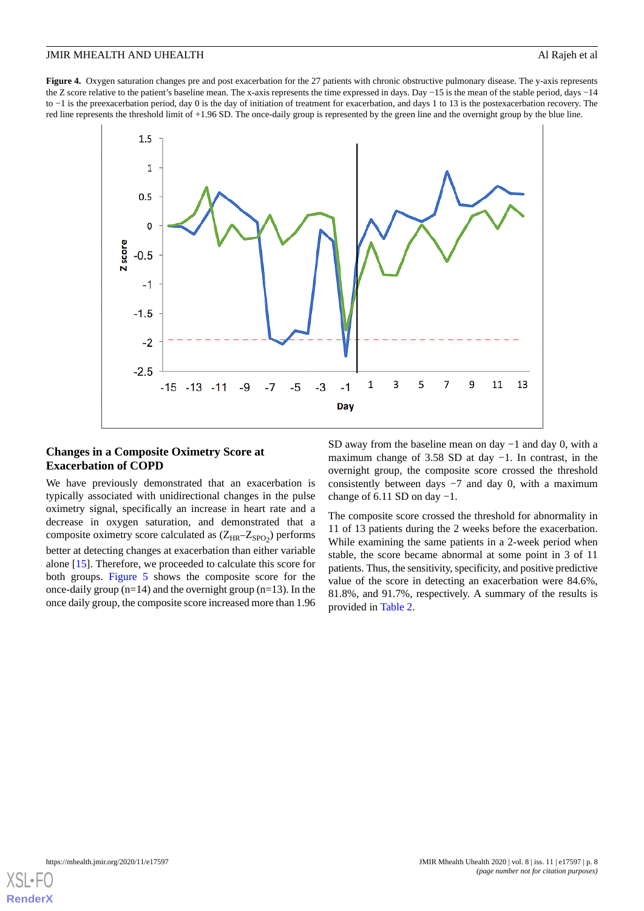**Figure 4.** Oxygen saturation changes pre and post exacerbation for the 27 patients with chronic obstructive pulmonary disease. The y-axis represents the Z score relative to the patient's baseline mean. The x-axis represents the time expressed in days. Day −15 is the mean of the stable period, days −14 to −1 is the preexacerbation period, day 0 is the day of initiation of treatment for exacerbation, and days 1 to 13 is the postexacerbation recovery. The red line represents the threshold limit of +1.96 SD. The once-daily group is represented by the green line and the overnight group by the blue line.

### Changes in a Composite Oximetry Score at Exacerbation of COPD

We have previously demonstrated that an exacerbation is typically associated with unidirectional changes in the pulse oximetry signal, specifically an increase in heart rate and a decrease in oxygen saturation, and demonstrated that a composite oximetry score calculated as ($Z_{HR}$–$Z_{SPO_2}$) performs better at detecting changes at exacerbation than either variable alone [15]. Therefore, we proceeded to calculate this score for both groups. Figure 5 shows the composite score for the once-daily group (n=14) and the overnight group (n=13). In the once daily group, the composite score increased more than 1.96 SD away from the baseline mean on day −1 and day 0, with a maximum change of 3.58 SD at day −1. In contrast, in the overnight group, the composite score crossed the threshold consistently between days −7 and day 0, with a maximum change of 6.11 SD on day −1.

The composite score crossed the threshold for abnormality in 11 of 13 patients during the 2 weeks before the exacerbation. While examining the same patients in a 2-week period when stable, the score became abnormal at some point in 3 of 11 patients. Thus, the sensitivity, specificity, and positive predictive value of the score in detecting an exacerbation were 84.6%, 81.8%, and 91.7%, respectively. A summary of the results is provided in Table 2.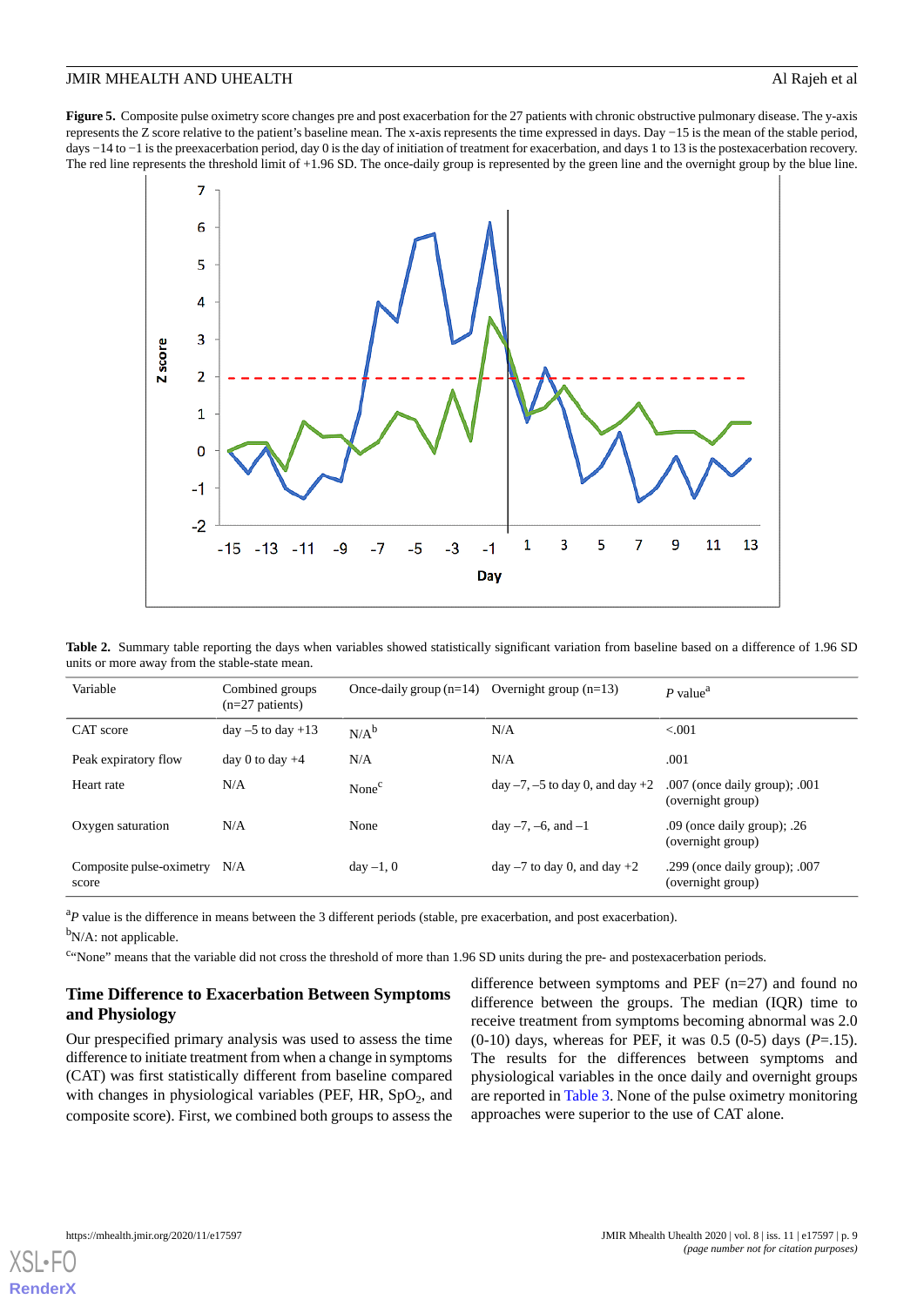**Figure 5.** Composite pulse oximetry score changes pre and post exacerbation for the 27 patients with chronic obstructive pulmonary disease. The y-axis represents the Z score relative to the patient's baseline mean. The x-axis represents the time expressed in days. Day −15 is the mean of the stable period, days −14 to −1 is the preexacerbation period, day 0 is the day of initiation of treatment for exacerbation, and days 1 to 13 is the postexacerbation recovery. The red line represents the threshold limit of +1.96 SD. The once-daily group is represented by the green line and the overnight group by the blue line.

**Table 2.** Summary table reporting the days when variables showed statistically significant variation from baseline based on a difference of 1.96 SD units or more away from the stable-state mean.

| Variable | Combined groups (n=27 patients) | Once-daily group (n=14) | Overnight group (n=13) | *P* value[a] |
|---|---|---|---|---|
| CAT score | day –5 to day +13 | N/A[b] | N/A | <.001 |
| Peak expiratory flow | day 0 to day +4 | N/A | N/A | .001 |
| Heart rate | N/A | None[c] | day –7, –5 to day 0, and day +2 | .007 (once daily group); .001 (overnight group) |
| Oxygen saturation | N/A | None | day –7, –6, and –1 | .09 (once daily group); .26 (overnight group) |
| Composite pulse-oximetry score | N/A | day –1, 0 | day –7 to day 0, and day +2 | .299 (once daily group); .007 (overnight group) |

[a]*P* value is the difference in means between the 3 different periods (stable, pre exacerbation, and post exacerbation).

[b]N/A: not applicable.

[c]"None" means that the variable did not cross the threshold of more than 1.96 SD units during the pre- and postexacerbation periods.

## Time Difference to Exacerbation Between Symptoms and Physiology

Our prespecified primary analysis was used to assess the time difference to initiate treatment from when a change in symptoms (CAT) was first statistically different from baseline compared with changes in physiological variables (PEF, HR, $SpO_2$, and composite score). First, we combined both groups to assess the difference between symptoms and PEF (n=27) and found no difference between the groups. The median (IQR) time to receive treatment from symptoms becoming abnormal was 2.0 (0-10) days, whereas for PEF, it was 0.5 (0-5) days (*P*=.15). The results for the differences between symptoms and physiological variables in the once daily and overnight groups are reported in Table 3. None of the pulse oximetry monitoring approaches were superior to the use of CAT alone.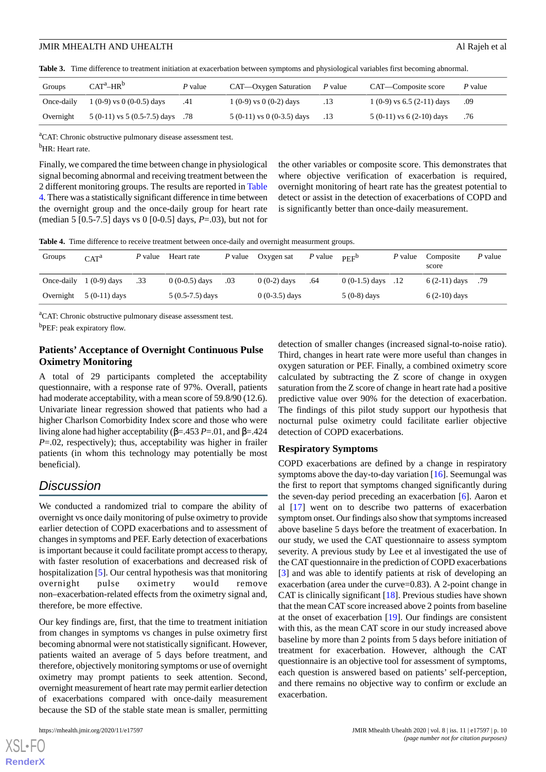**Table 3.** Time difference to treatment initiation at exacerbation between symptoms and physiological variables first becoming abnormal.

| Groups | CAT[a]–HR[b] | *P* value | CAT—Oxygen Saturation | *P* value | CAT—Composite score | *P* value |
|---|---|---|---|---|---|---|
| Once-daily | 1 (0-9) vs 0 (0-0.5) days | .41 | 1 (0-9) vs 0 (0-2) days | .13 | 1 (0-9) vs 6.5 (2-11) days | .09 |
| Overnight | 5 (0-11) vs 5 (0.5-7.5) days | .78 | 5 (0-11) vs 0 (0-3.5) days | .13 | 5 (0-11) vs 6 (2-10) days | .76 |

[a]CAT: Chronic obstructive pulmonary disease assessment test.

[b]HR: Heart rate.

Finally, we compared the time between change in physiological signal becoming abnormal and receiving treatment between the 2 different monitoring groups. The results are reported in Table 4. There was a statistically significant difference in time between the overnight group and the once-daily group for heart rate (median 5 [0.5-7.5] days vs 0 [0-0.5] days, *P*=.03), but not for the other variables or composite score. This demonstrates that where objective verification of exacerbation is required, overnight monitoring of heart rate has the greatest potential to detect or assist in the detection of exacerbations of COPD and is significantly better than once-daily measurement.

**Table 4.** Time difference to receive treatment between once-daily and overnight measurment groups.

| Groups | CAT[a] | *P* value | Heart rate | *P* value | Oxygen sat | *P* value | PEF[b] | *P* value | Composite score | *P* value |
|---|---|---|---|---|---|---|---|---|---|---|
| Once-daily | 1 (0-9) days | .33 | 0 (0-0.5) days | .03 | 0 (0-2) days | .64 | 0 (0-1.5) days | .12 | 6 (2-11) days | .79 |
| Overnight | 5 (0-11) days | | 5 (0.5-7.5) days | | 0 (0-3.5) days | | 5 (0-8) days | | 6 (2-10) days | |

[a]CAT: Chronic obstructive pulmonary disease assessment test.

[b]PEF: peak expiratory flow.

### Patients' Acceptance of Overnight Continuous Pulse Oximetry Monitoring

A total of 29 participants completed the acceptability questionnaire, with a response rate of 97%. Overall, patients had moderate acceptability, with a mean score of 59.8/90 (12.6). Univariate linear regression showed that patients who had a higher Charlson Comorbidity Index score and those who were living alone had higher acceptability (β=.453 *P*=.01, and β=.424 *P*=.02, respectively); thus, acceptability was higher in frailer patients (in whom this technology may potentially be most beneficial).

## Discussion

We conducted a randomized trial to compare the ability of overnight vs once daily monitoring of pulse oximetry to provide earlier detection of COPD exacerbations and to assessment of changes in symptoms and PEF. Early detection of exacerbations is important because it could facilitate prompt access to therapy, with faster resolution of exacerbations and decreased risk of hospitalization [5]. Our central hypothesis was that monitoring overnight pulse oximetry would remove non–exacerbation-related effects from the oximetry signal and, therefore, be more effective.

Our key findings are, first, that the time to treatment initiation from changes in symptoms vs changes in pulse oximetry first becoming abnormal were not statistically significant. However, patients waited an average of 5 days before treatment, and therefore, objectively monitoring symptoms or use of overnight oximetry may prompt patients to seek attention. Second, overnight measurement of heart rate may permit earlier detection of exacerbations compared with once-daily measurement because the SD of the stable state mean is smaller, permitting detection of smaller changes (increased signal-to-noise ratio). Third, changes in heart rate were more useful than changes in oxygen saturation or PEF. Finally, a combined oximetry score calculated by subtracting the Z score of change in oxygen saturation from the Z score of change in heart rate had a positive predictive value over 90% for the detection of exacerbation. The findings of this pilot study support our hypothesis that nocturnal pulse oximetry could facilitate earlier objective detection of COPD exacerbations.

### Respiratory Symptoms

COPD exacerbations are defined by a change in respiratory symptoms above the day-to-day variation [16]. Seemungal was the first to report that symptoms changed significantly during the seven-day period preceding an exacerbation [6]. Aaron et al [17] went on to describe two patterns of exacerbation symptom onset. Our findings also show that symptoms increased above baseline 5 days before the treatment of exacerbation. In our study, we used the CAT questionnaire to assess symptom severity. A previous study by Lee et al investigated the use of the CAT questionnaire in the prediction of COPD exacerbations [3] and was able to identify patients at risk of developing an exacerbation (area under the curve=0.83). A 2-point change in CAT is clinically significant [18]. Previous studies have shown that the mean CAT score increased above 2 points from baseline at the onset of exacerbation [19]. Our findings are consistent with this, as the mean CAT score in our study increased above baseline by more than 2 points from 5 days before initiation of treatment for exacerbation. However, although the CAT questionnaire is an objective tool for assessment of symptoms, each question is answered based on patients' self-perception, and there remains no objective way to confirm or exclude an exacerbation.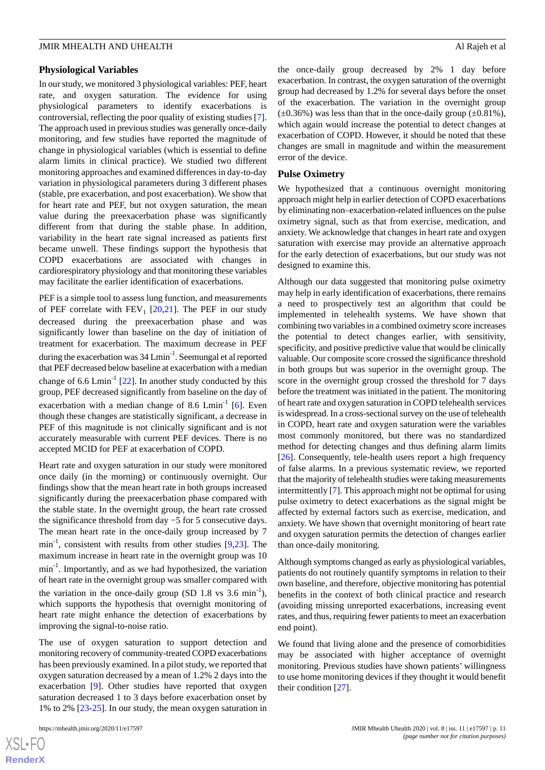### Physiological Variables

In our study, we monitored 3 physiological variables: PEF, heart rate, and oxygen saturation. The evidence for using physiological parameters to identify exacerbations is controversial, reflecting the poor quality of existing studies [7]. The approach used in previous studies was generally once-daily monitoring, and few studies have reported the magnitude of change in physiological variables (which is essential to define alarm limits in clinical practice). We studied two different monitoring approaches and examined differences in day-to-day variation in physiological parameters during 3 different phases (stable, pre exacerbation, and post exacerbation). We show that for heart rate and PEF, but not oxygen saturation, the mean value during the preexacerbation phase was significantly different from that during the stable phase. In addition, variability in the heart rate signal increased as patients first became unwell. These findings support the hypothesis that COPD exacerbations are associated with changes in cardiorespiratory physiology and that monitoring these variables may facilitate the earlier identification of exacerbations.

PEF is a simple tool to assess lung function, and measurements of PEF correlate with $FEV_1$ [20,21]. The PEF in our study decreased during the preexacerbation phase and was significantly lower than baseline on the day of initiation of treatment for exacerbation. The maximum decrease in PEF during the exacerbation was 34 $Lmin^{-1}$. Seemungal et al reported that PEF decreased below baseline at exacerbation with a median change of 6.6 $Lmin^{-1}$ [22]. In another study conducted by this group, PEF decreased significantly from baseline on the day of exacerbation with a median change of 8.6 $Lmin^{-1}$ [6]. Even though these changes are statistically significant, a decrease in PEF of this magnitude is not clinically significant and is not accurately measurable with current PEF devices. There is no accepted MCID for PEF at exacerbation of COPD.

Heart rate and oxygen saturation in our study were monitored once daily (in the morning) or continuously overnight. Our findings show that the mean heart rate in both groups increased significantly during the preexacerbation phase compared with the stable state. In the overnight group, the heart rate crossed the significance threshold from day −5 for 5 consecutive days. The mean heart rate in the once-daily group increased by 7 $min^{-1}$, consistent with results from other studies [9,23]. The maximum increase in heart rate in the overnight group was 10 $min^{-1}$. Importantly, and as we had hypothesized, the variation of heart rate in the overnight group was smaller compared with the variation in the once-daily group (SD 1.8 vs 3.6 $min^{-1}$), which supports the hypothesis that overnight monitoring of heart rate might enhance the detection of exacerbations by improving the signal-to-noise ratio.

The use of oxygen saturation to support detection and monitoring recovery of community-treated COPD exacerbations has been previously examined. In a pilot study, we reported that oxygen saturation decreased by a mean of 1.2% 2 days into the exacerbation [9]. Other studies have reported that oxygen saturation decreased 1 to 3 days before exacerbation onset by 1% to 2% [23-25]. In our study, the mean oxygen saturation in the once-daily group decreased by 2% 1 day before exacerbation. In contrast, the oxygen saturation of the overnight group had decreased by 1.2% for several days before the onset of the exacerbation. The variation in the overnight group (±0.36%) was less than that in the once-daily group (±0.81%), which again would increase the potential to detect changes at exacerbation of COPD. However, it should be noted that these changes are small in magnitude and within the measurement error of the device.

### Pulse Oximetry

We hypothesized that a continuous overnight monitoring approach might help in earlier detection of COPD exacerbations by eliminating non–exacerbation-related influences on the pulse oximetry signal, such as that from exercise, medication, and anxiety. We acknowledge that changes in heart rate and oxygen saturation with exercise may provide an alternative approach for the early detection of exacerbations, but our study was not designed to examine this.

Although our data suggested that monitoring pulse oximetry may help in early identification of exacerbations, there remains a need to prospectively test an algorithm that could be implemented in telehealth systems. We have shown that combining two variables in a combined oximetry score increases the potential to detect changes earlier, with sensitivity, specificity, and positive predictive value that would be clinically valuable. Our composite score crossed the significance threshold in both groups but was superior in the overnight group. The score in the overnight group crossed the threshold for 7 days before the treatment was initiated in the patient. The monitoring of heart rate and oxygen saturation in COPD telehealth services is widespread. In a cross-sectional survey on the use of telehealth in COPD, heart rate and oxygen saturation were the variables most commonly monitored, but there was no standardized method for detecting changes and thus defining alarm limits [26]. Consequently, tele-health users report a high frequency of false alarms. In a previous systematic review, we reported that the majority of telehealth studies were taking measurements intermittently [7]. This approach might not be optimal for using pulse oximetry to detect exacerbations as the signal might be affected by external factors such as exercise, medication, and anxiety. We have shown that overnight monitoring of heart rate and oxygen saturation permits the detection of changes earlier than once-daily monitoring.

Although symptoms changed as early as physiological variables, patients do not routinely quantify symptoms in relation to their own baseline, and therefore, objective monitoring has potential benefits in the context of both clinical practice and research (avoiding missing unreported exacerbations, increasing event rates, and thus, requiring fewer patients to meet an exacerbation end point).

We found that living alone and the presence of comorbidities may be associated with higher acceptance of overnight monitoring. Previous studies have shown patients' willingness to use home monitoring devices if they thought it would benefit their condition [27].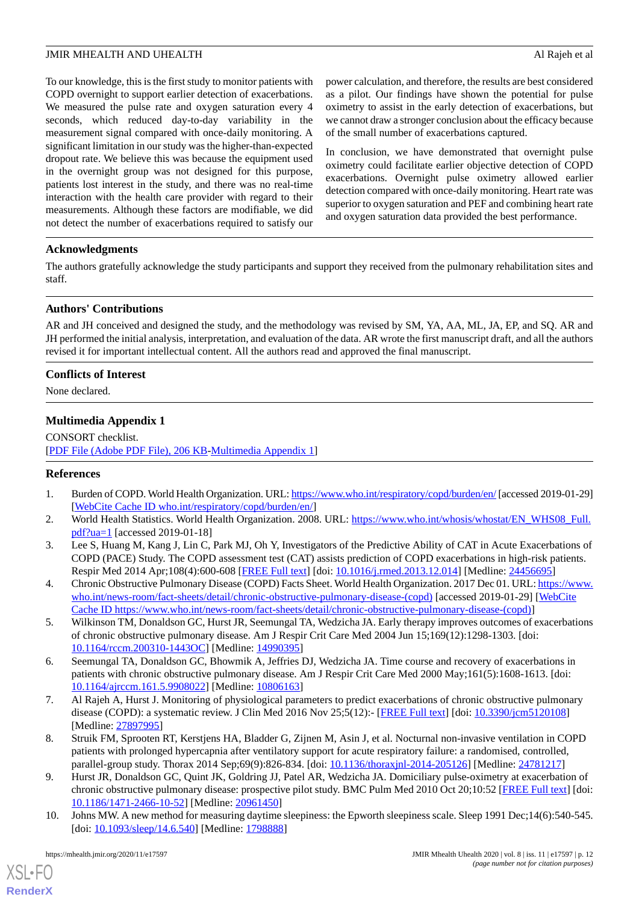To our knowledge, this is the first study to monitor patients with COPD overnight to support earlier detection of exacerbations. We measured the pulse rate and oxygen saturation every 4 seconds, which reduced day-to-day variability in the measurement signal compared with once-daily monitoring. A significant limitation in our study was the higher-than-expected dropout rate. We believe this was because the equipment used in the overnight group was not designed for this purpose, patients lost interest in the study, and there was no real-time interaction with the health care provider with regard to their measurements. Although these factors are modifiable, we did not detect the number of exacerbations required to satisfy our power calculation, and therefore, the results are best considered as a pilot. Our findings have shown the potential for pulse oximetry to assist in the early detection of exacerbations, but we cannot draw a stronger conclusion about the efficacy because of the small number of exacerbations captured.

In conclusion, we have demonstrated that overnight pulse oximetry could facilitate earlier objective detection of COPD exacerbations. Overnight pulse oximetry allowed earlier detection compared with once-daily monitoring. Heart rate was superior to oxygen saturation and PEF and combining heart rate and oxygen saturation data provided the best performance.

## Acknowledgments

The authors gratefully acknowledge the study participants and support they received from the pulmonary rehabilitation sites and staff.

## Authors' Contributions

AR and JH conceived and designed the study, and the methodology was revised by SM, YA, AA, ML, JA, EP, and SQ. AR and JH performed the initial analysis, interpretation, and evaluation of the data. AR wrote the first manuscript draft, and all the authors revised it for important intellectual content. All the authors read and approved the final manuscript.

## Conflicts of Interest

None declared.

## Multimedia Appendix 1

CONSORT checklist.
[PDF File (Adobe PDF File), 206 KB-Multimedia Appendix 1]

## References

1. Burden of COPD. World Health Organization. URL: https://www.who.int/respiratory/copd/burden/en/ [accessed 2019-01-29] [WebCite Cache ID who.int/respiratory/copd/burden/en/]
2. World Health Statistics. World Health Organization. 2008. URL: https://www.who.int/whosis/whostat/EN_WHS08_Full.pdf?ua=1 [accessed 2019-01-18]
3. Lee S, Huang M, Kang J, Lin C, Park MJ, Oh Y, Investigators of the Predictive Ability of CAT in Acute Exacerbations of COPD (PACE) Study. The COPD assessment test (CAT) assists prediction of COPD exacerbations in high-risk patients. Respir Med 2014 Apr;108(4):600-608 [FREE Full text] [doi: 10.1016/j.rmed.2013.12.014] [Medline: 24456695]
4. Chronic Obstructive Pulmonary Disease (COPD) Facts Sheet. World Health Organization. 2017 Dec 01. URL: https://www.who.int/news-room/fact-sheets/detail/chronic-obstructive-pulmonary-disease-(copd) [accessed 2019-01-29] [WebCite Cache ID https://www.who.int/news-room/fact-sheets/detail/chronic-obstructive-pulmonary-disease-(copd)]
5. Wilkinson TM, Donaldson GC, Hurst JR, Seemungal TA, Wedzicha JA. Early therapy improves outcomes of exacerbations of chronic obstructive pulmonary disease. Am J Respir Crit Care Med 2004 Jun 15;169(12):1298-1303. [doi: 10.1164/rccm.200310-1443OC] [Medline: 14990395]
6. Seemungal TA, Donaldson GC, Bhowmik A, Jeffries DJ, Wedzicha JA. Time course and recovery of exacerbations in patients with chronic obstructive pulmonary disease. Am J Respir Crit Care Med 2000 May;161(5):1608-1613. [doi: 10.1164/ajrccm.161.5.9908022] [Medline: 10806163]
7. Al Rajeh A, Hurst J. Monitoring of physiological parameters to predict exacerbations of chronic obstructive pulmonary disease (COPD): a systematic review. J Clin Med 2016 Nov 25;5(12):- [FREE Full text] [doi: 10.3390/jcm5120108] [Medline: 27897995]
8. Struik FM, Sprooten RT, Kerstjens HA, Bladder G, Zijnen M, Asin J, et al. Nocturnal non-invasive ventilation in COPD patients with prolonged hypercapnia after ventilatory support for acute respiratory failure: a randomised, controlled, parallel-group study. Thorax 2014 Sep;69(9):826-834. [doi: 10.1136/thoraxjnl-2014-205126] [Medline: 24781217]
9. Hurst JR, Donaldson GC, Quint JK, Goldring JJ, Patel AR, Wedzicha JA. Domiciliary pulse-oximetry at exacerbation of chronic obstructive pulmonary disease: prospective pilot study. BMC Pulm Med 2010 Oct 20;10:52 [FREE Full text] [doi: 10.1186/1471-2466-10-52] [Medline: 20961450]
10. Johns MW. A new method for measuring daytime sleepiness: the Epworth sleepiness scale. Sleep 1991 Dec;14(6):540-545. [doi: 10.1093/sleep/14.6.540] [Medline: 1798888]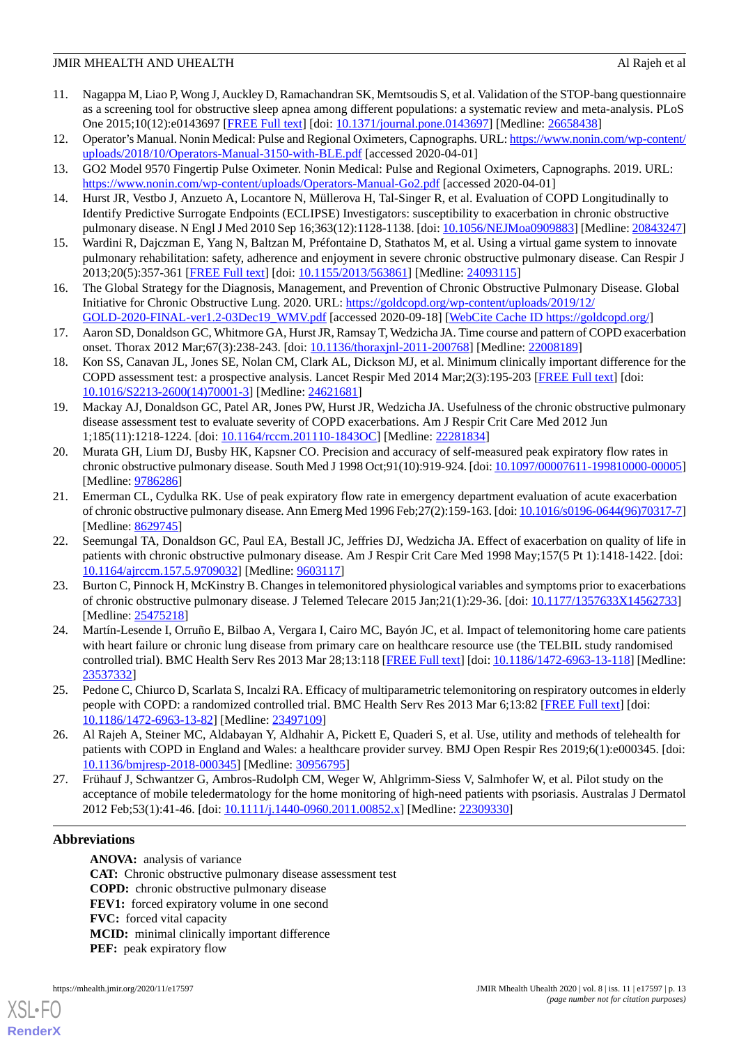11. Nagappa M, Liao P, Wong J, Auckley D, Ramachandran SK, Memtsoudis S, et al. Validation of the STOP-bang questionnaire as a screening tool for obstructive sleep apnea among different populations: a systematic review and meta-analysis. PLoS One 2015;10(12):e0143697 [FREE Full text] [doi: 10.1371/journal.pone.0143697] [Medline: 26658438]
12. Operator's Manual. Nonin Medical: Pulse and Regional Oximeters, Capnographs. URL: https://www.nonin.com/wp-content/uploads/2018/10/Operators-Manual-3150-with-BLE.pdf [accessed 2020-04-01]
13. GO2 Model 9570 Fingertip Pulse Oximeter. Nonin Medical: Pulse and Regional Oximeters, Capnographs. 2019. URL: https://www.nonin.com/wp-content/uploads/Operators-Manual-Go2.pdf [accessed 2020-04-01]
14. Hurst JR, Vestbo J, Anzueto A, Locantore N, Müllerova H, Tal-Singer R, et al. Evaluation of COPD Longitudinally to Identify Predictive Surrogate Endpoints (ECLIPSE) Investigators: susceptibility to exacerbation in chronic obstructive pulmonary disease. N Engl J Med 2010 Sep 16;363(12):1128-1138. [doi: 10.1056/NEJMoa0909883] [Medline: 20843247]
15. Wardini R, Dajczman E, Yang N, Baltzan M, Préfontaine D, Stathatos M, et al. Using a virtual game system to innovate pulmonary rehabilitation: safety, adherence and enjoyment in severe chronic obstructive pulmonary disease. Can Respir J 2013;20(5):357-361 [FREE Full text] [doi: 10.1155/2013/563861] [Medline: 24093115]
16. The Global Strategy for the Diagnosis, Management, and Prevention of Chronic Obstructive Pulmonary Disease. Global Initiative for Chronic Obstructive Lung. 2020. URL: https://goldcopd.org/wp-content/uploads/2019/12/GOLD-2020-FINAL-ver1.2-03Dec19_WMV.pdf [accessed 2020-09-18] [WebCite Cache ID https://goldcopd.org/]
17. Aaron SD, Donaldson GC, Whitmore GA, Hurst JR, Ramsay T, Wedzicha JA. Time course and pattern of COPD exacerbation onset. Thorax 2012 Mar;67(3):238-243. [doi: 10.1136/thoraxjnl-2011-200768] [Medline: 22008189]
18. Kon SS, Canavan JL, Jones SE, Nolan CM, Clark AL, Dickson MJ, et al. Minimum clinically important difference for the COPD assessment test: a prospective analysis. Lancet Respir Med 2014 Mar;2(3):195-203 [FREE Full text] [doi: 10.1016/S2213-2600(14)70001-3] [Medline: 24621681]
19. Mackay AJ, Donaldson GC, Patel AR, Jones PW, Hurst JR, Wedzicha JA. Usefulness of the chronic obstructive pulmonary disease assessment test to evaluate severity of COPD exacerbations. Am J Respir Crit Care Med 2012 Jun 1;185(11):1218-1224. [doi: 10.1164/rccm.201110-1843OC] [Medline: 22281834]
20. Murata GH, Lium DJ, Busby HK, Kapsner CO. Precision and accuracy of self-measured peak expiratory flow rates in chronic obstructive pulmonary disease. South Med J 1998 Oct;91(10):919-924. [doi: 10.1097/00007611-199810000-00005] [Medline: 9786286]
21. Emerman CL, Cydulka RK. Use of peak expiratory flow rate in emergency department evaluation of acute exacerbation of chronic obstructive pulmonary disease. Ann Emerg Med 1996 Feb;27(2):159-163. [doi: 10.1016/s0196-0644(96)70317-7] [Medline: 8629745]
22. Seemungal TA, Donaldson GC, Paul EA, Bestall JC, Jeffries DJ, Wedzicha JA. Effect of exacerbation on quality of life in patients with chronic obstructive pulmonary disease. Am J Respir Crit Care Med 1998 May;157(5 Pt 1):1418-1422. [doi: 10.1164/ajrccm.157.5.9709032] [Medline: 9603117]
23. Burton C, Pinnock H, McKinstry B. Changes in telemonitored physiological variables and symptoms prior to exacerbations of chronic obstructive pulmonary disease. J Telemed Telecare 2015 Jan;21(1):29-36. [doi: 10.1177/1357633X14562733] [Medline: 25475218]
24. Martín-Lesende I, Orruño E, Bilbao A, Vergara I, Cairo MC, Bayón JC, et al. Impact of telemonitoring home care patients with heart failure or chronic lung disease from primary care on healthcare resource use (the TELBIL study randomised controlled trial). BMC Health Serv Res 2013 Mar 28;13:118 [FREE Full text] [doi: 10.1186/1472-6963-13-118] [Medline: 23537332]
25. Pedone C, Chiurco D, Scarlata S, Incalzi RA. Efficacy of multiparametric telemonitoring on respiratory outcomes in elderly people with COPD: a randomized controlled trial. BMC Health Serv Res 2013 Mar 6;13:82 [FREE Full text] [doi: 10.1186/1472-6963-13-82] [Medline: 23497109]
26. Al Rajeh A, Steiner MC, Aldabayan Y, Aldhahir A, Pickett E, Quaderi S, et al. Use, utility and methods of telehealth for patients with COPD in England and Wales: a healthcare provider survey. BMJ Open Respir Res 2019;6(1):e000345. [doi: 10.1136/bmjresp-2018-000345] [Medline: 30956795]
27. Frühauf J, Schwantzer G, Ambros-Rudolph CM, Weger W, Ahlgrimm-Siess V, Salmhofer W, et al. Pilot study on the acceptance of mobile teledermatology for the home monitoring of high-need patients with psoriasis. Australas J Dermatol 2012 Feb;53(1):41-46. [doi: 10.1111/j.1440-0960.2011.00852.x] [Medline: 22309330]

## Abbreviations

**ANOVA:** analysis of variance
**CAT:** Chronic obstructive pulmonary disease assessment test
**COPD:** chronic obstructive pulmonary disease
**FEV1:** forced expiratory volume in one second
**FVC:** forced vital capacity
**MCID:** minimal clinically important difference
**PEF:** peak expiratory flow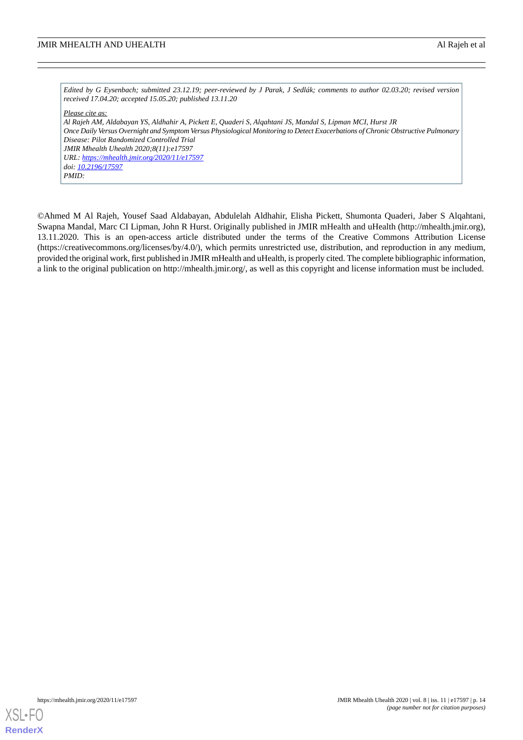*Edited by G Eysenbach; submitted 23.12.19; peer-reviewed by J Parak, J Sedlák; comments to author 02.03.20; revised version received 17.04.20; accepted 15.05.20; published 13.11.20*

*Please cite as:*
*Al Rajeh AM, Aldabayan YS, Aldhahir A, Pickett E, Quaderi S, Alqahtani JS, Mandal S, Lipman MCI, Hurst JR*
*Once Daily Versus Overnight and Symptom Versus Physiological Monitoring to Detect Exacerbations of Chronic Obstructive Pulmonary Disease: Pilot Randomized Controlled Trial*
*JMIR Mhealth Uhealth 2020;8(11):e17597*
*URL: https://mhealth.jmir.org/2020/11/e17597*
*doi: 10.2196/17597*
*PMID:*

©Ahmed M Al Rajeh, Yousef Saad Aldabayan, Abdulelah Aldhahir, Elisha Pickett, Shumonta Quaderi, Jaber S Alqahtani, Swapna Mandal, Marc CI Lipman, John R Hurst. Originally published in JMIR mHealth and uHealth (http://mhealth.jmir.org), 13.11.2020. This is an open-access article distributed under the terms of the Creative Commons Attribution License (https://creativecommons.org/licenses/by/4.0/), which permits unrestricted use, distribution, and reproduction in any medium, provided the original work, first published in JMIR mHealth and uHealth, is properly cited. The complete bibliographic information, a link to the original publication on http://mhealth.jmir.org/, as well as this copyright and license information must be included.